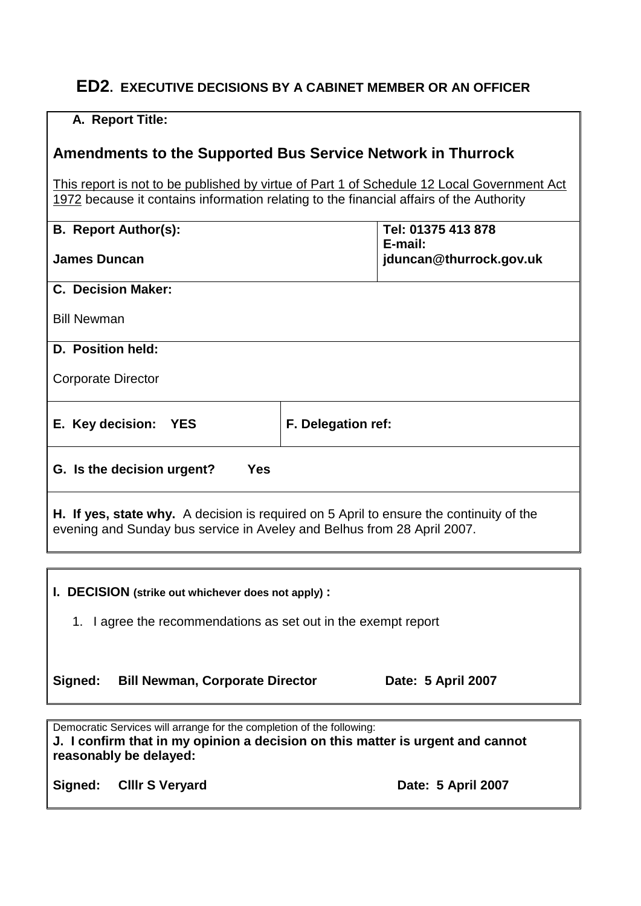## ED2. EXECUTIVE DECISIONS BY A CABINET MEMBER OR AN OFFICER

**A. Report Title:**

### Amendments to the Supported Bus Service Network in Thurrock

This report is not to be published by virtue of Part 1 of Schedule 12 Local Government Act 1972 because it contains information relating to the financial affairs of the Authority

| **B. Report Author(s):** **James Duncan** | **Tel: 01375 413 878** **E-mail: jduncan@thurrock.gov.uk** |
|---|---|

**C. Decision Maker:**

Bill Newman

**D. Position held:**

Corporate Director

| **E. Key decision: YES** | **F. Delegation ref:** |
|---|---|

**G. Is the decision urgent? Yes**

**H. If yes, state why.** A decision is required on 5 April to ensure the continuity of the evening and Sunday bus service in Aveley and Belhus from 28 April 2007.

**I. DECISION (strike out whichever does not apply) :**

1. I agree the recommendations as set out in the exempt report

**Signed: Bill Newman, Corporate Director** **Date: 5 April 2007**

Democratic Services will arrange for the completion of the following:

**J. I confirm that in my opinion a decision on this matter is urgent and cannot reasonably be delayed:**

**Signed: Clllr S Veryard** **Date: 5 April 2007**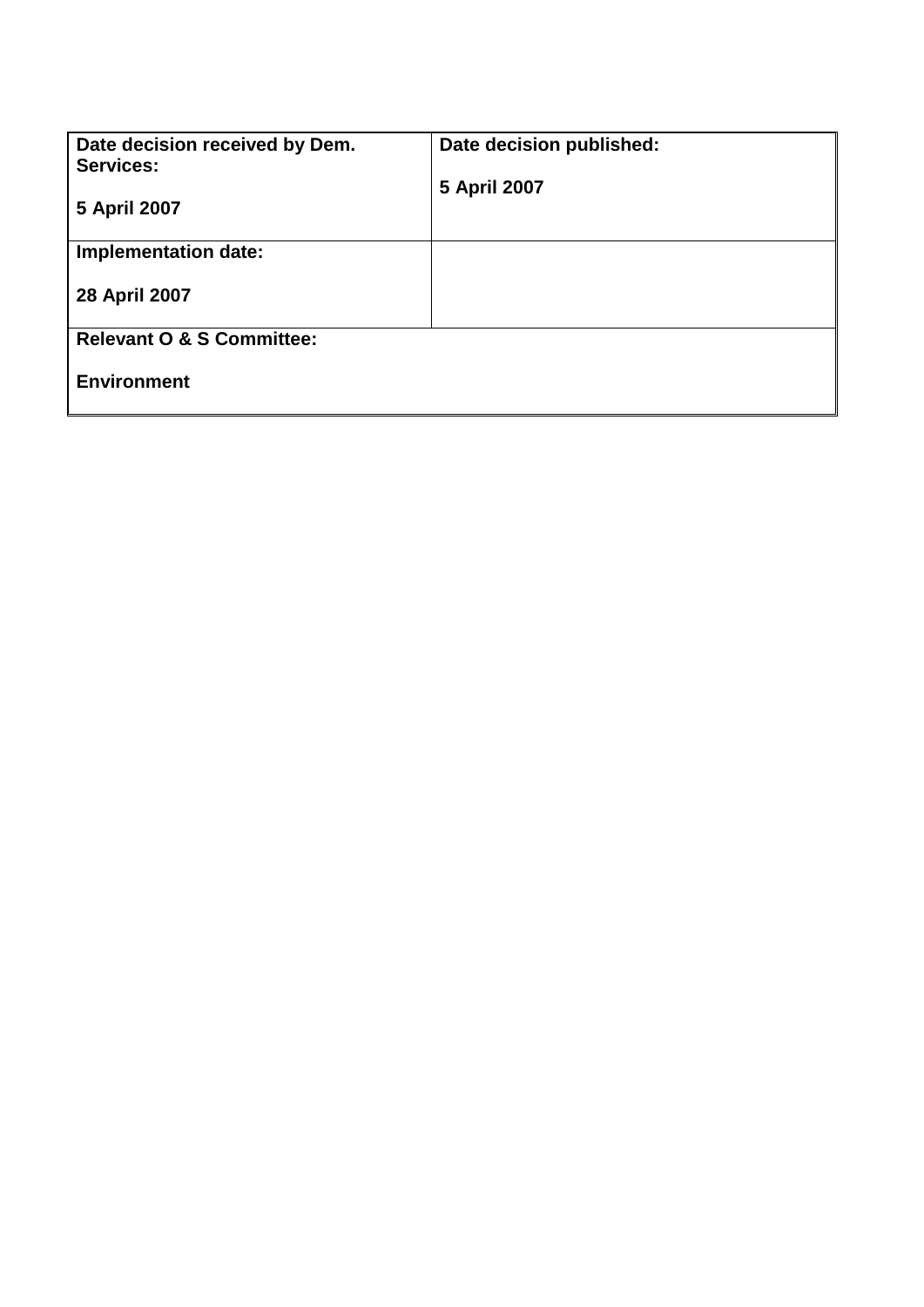| | |
|---|---|
| **Date decision received by Dem. Services:**<br><br>**5 April 2007** | **Date decision published:**<br><br>**5 April 2007** |
| **Implementation date:**<br><br>**28 April 2007** | |
| **Relevant O & S Committee:**<br><br>**Environment** | |